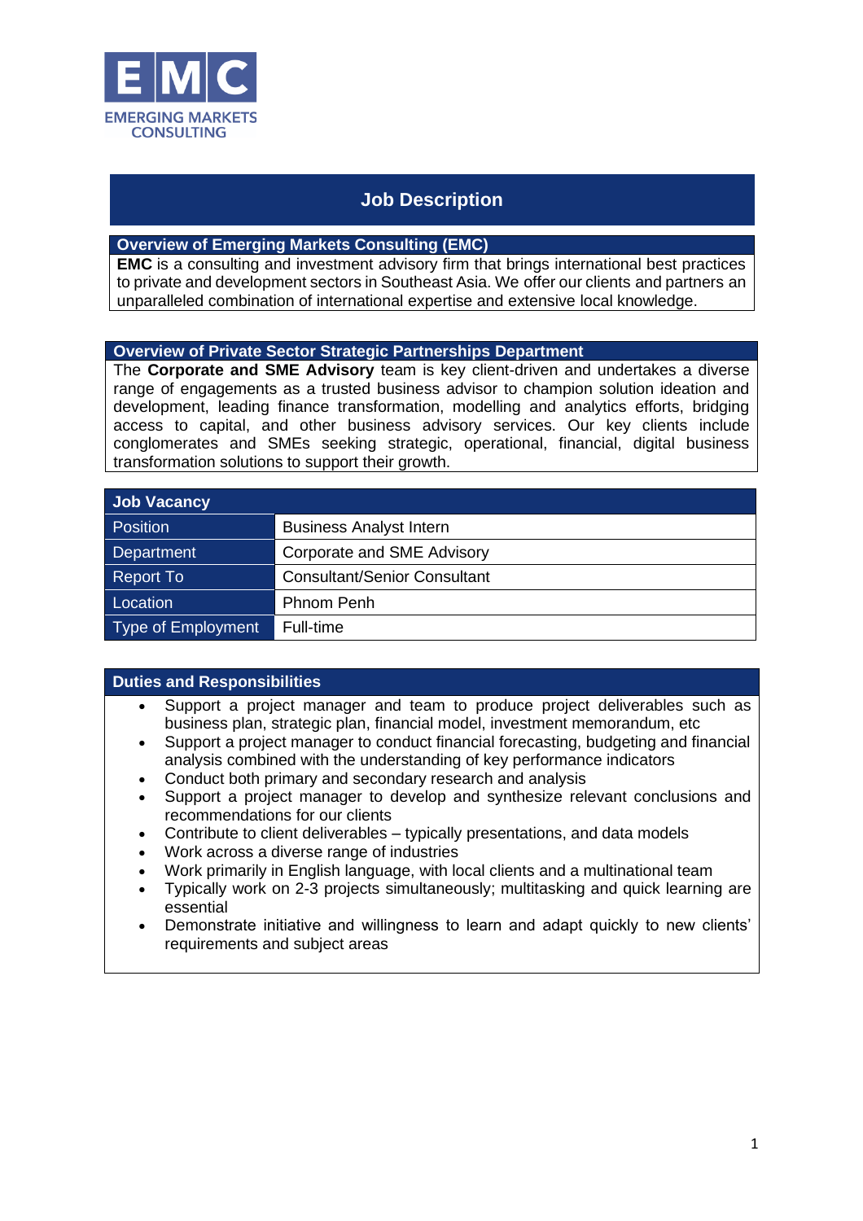EMC
EMERGING MARKETS CONSULTING

# Job Description

## Overview of Emerging Markets Consulting (EMC)

**EMC** is a consulting and investment advisory firm that brings international best practices to private and development sectors in Southeast Asia. We offer our clients and partners an unparalleled combination of international expertise and extensive local knowledge.

## Overview of Private Sector Strategic Partnerships Department

The **Corporate and SME Advisory** team is key client-driven and undertakes a diverse range of engagements as a trusted business advisor to champion solution ideation and development, leading finance transformation, modelling and analytics efforts, bridging access to capital, and other business advisory services. Our key clients include conglomerates and SMEs seeking strategic, operational, financial, digital business transformation solutions to support their growth.

| Job Vacancy | |
|---|---|
| Position | Business Analyst Intern |
| Department | Corporate and SME Advisory |
| Report To | Consultant/Senior Consultant |
| Location | Phnom Penh |
| Type of Employment | Full-time |

## Duties and Responsibilities

- Support a project manager and team to produce project deliverables such as business plan, strategic plan, financial model, investment memorandum, etc
- Support a project manager to conduct financial forecasting, budgeting and financial analysis combined with the understanding of key performance indicators
- Conduct both primary and secondary research and analysis
- Support a project manager to develop and synthesize relevant conclusions and recommendations for our clients
- Contribute to client deliverables – typically presentations, and data models
- Work across a diverse range of industries
- Work primarily in English language, with local clients and a multinational team
- Typically work on 2-3 projects simultaneously; multitasking and quick learning are essential
- Demonstrate initiative and willingness to learn and adapt quickly to new clients' requirements and subject areas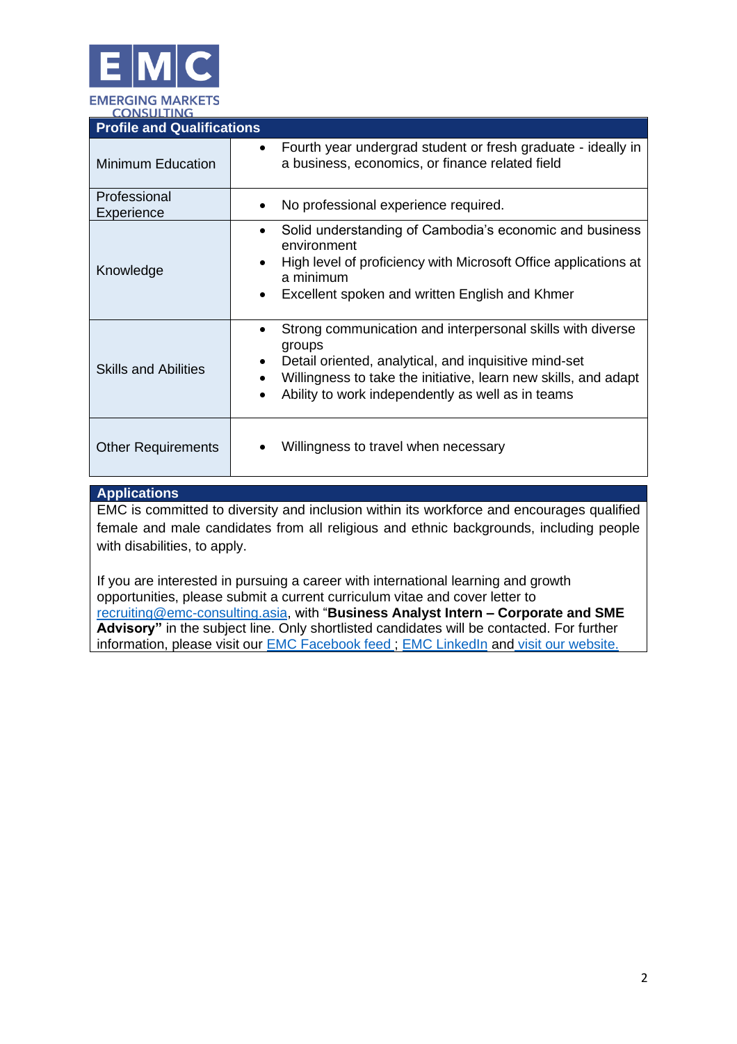## Profile and Qualifications

| | |
|---|---|
| Minimum Education | • Fourth year undergrad student or fresh graduate - ideally in a business, economics, or finance related field |
| Professional Experience | • No professional experience required. |
| Knowledge | • Solid understanding of Cambodia's economic and business environment<br>• High level of proficiency with Microsoft Office applications at a minimum<br>• Excellent spoken and written English and Khmer |
| Skills and Abilities | • Strong communication and interpersonal skills with diverse groups<br>• Detail oriented, analytical, and inquisitive mind-set<br>• Willingness to take the initiative, learn new skills, and adapt<br>• Ability to work independently as well as in teams |
| Other Requirements | • Willingness to travel when necessary |

## Applications

EMC is committed to diversity and inclusion within its workforce and encourages qualified female and male candidates from all religious and ethnic backgrounds, including people with disabilities, to apply.

If you are interested in pursuing a career with international learning and growth opportunities, please submit a current curriculum vitae and cover letter to recruiting@emc-consulting.asia, with "**Business Analyst Intern – Corporate and SME Advisory"** in the subject line. Only shortlisted candidates will be contacted. For further information, please visit our EMC Facebook feed ; EMC LinkedIn and visit our website.